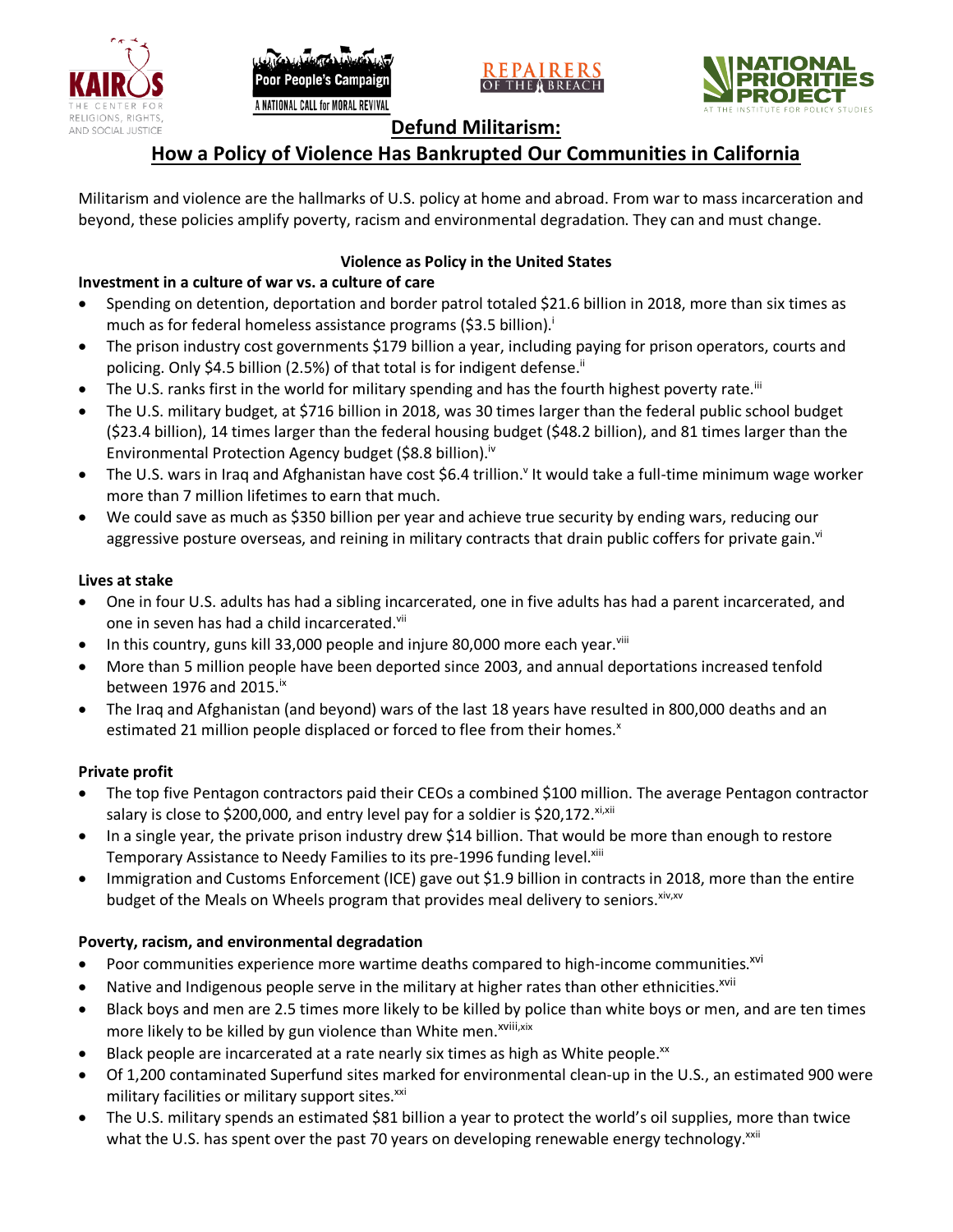# Defund Militarism:

## How a Policy of Violence Has Bankrupted Our Communities in California

Militarism and violence are the hallmarks of U.S. policy at home and abroad. From war to mass incarceration and beyond, these policies amplify poverty, racism and environmental degradation. They can and must change.

### Violence as Policy in the United States

**Investment in a culture of war vs. a culture of care**

- Spending on detention, deportation and border patrol totaled $21.6 billion in 2018, more than six times as much as for federal homeless assistance programs ($3.5 billion).[i]
- The prison industry cost governments $179 billion a year, including paying for prison operators, courts and policing. Only $4.5 billion (2.5%) of that total is for indigent defense.[ii]
- The U.S. ranks first in the world for military spending and has the fourth highest poverty rate.[iii]
- The U.S. military budget, at $716 billion in 2018, was 30 times larger than the federal public school budget ($23.4 billion), 14 times larger than the federal housing budget ($48.2 billion), and 81 times larger than the Environmental Protection Agency budget ($8.8 billion).[iv]
- The U.S. wars in Iraq and Afghanistan have cost $6.4 trillion.[v] It would take a full-time minimum wage worker more than 7 million lifetimes to earn that much.
- We could save as much as $350 billion per year and achieve true security by ending wars, reducing our aggressive posture overseas, and reining in military contracts that drain public coffers for private gain.[vi]

**Lives at stake**

- One in four U.S. adults has had a sibling incarcerated, one in five adults has had a parent incarcerated, and one in seven has had a child incarcerated.[vii]
- In this country, guns kill 33,000 people and injure 80,000 more each year.[viii]
- More than 5 million people have been deported since 2003, and annual deportations increased tenfold between 1976 and 2015.[ix]
- The Iraq and Afghanistan (and beyond) wars of the last 18 years have resulted in 800,000 deaths and an estimated 21 million people displaced or forced to flee from their homes.[x]

**Private profit**

- The top five Pentagon contractors paid their CEOs a combined $100 million. The average Pentagon contractor salary is close to $200,000, and entry level pay for a soldier is $20,172.[xi,xii]
- In a single year, the private prison industry drew $14 billion. That would be more than enough to restore Temporary Assistance to Needy Families to its pre-1996 funding level.[xiii]
- Immigration and Customs Enforcement (ICE) gave out $1.9 billion in contracts in 2018, more than the entire budget of the Meals on Wheels program that provides meal delivery to seniors.[xiv,xv]

**Poverty, racism, and environmental degradation**

- Poor communities experience more wartime deaths compared to high-income communities.[xvi]
- Native and Indigenous people serve in the military at higher rates than other ethnicities.[xvii]
- Black boys and men are 2.5 times more likely to be killed by police than white boys or men, and are ten times more likely to be killed by gun violence than White men.[xviii,xix]
- Black people are incarcerated at a rate nearly six times as high as White people.[xx]
- Of 1,200 contaminated Superfund sites marked for environmental clean-up in the U.S., an estimated 900 were military facilities or military support sites.[xxi]
- The U.S. military spends an estimated $81 billion a year to protect the world's oil supplies, more than twice what the U.S. has spent over the past 70 years on developing renewable energy technology.[xxii]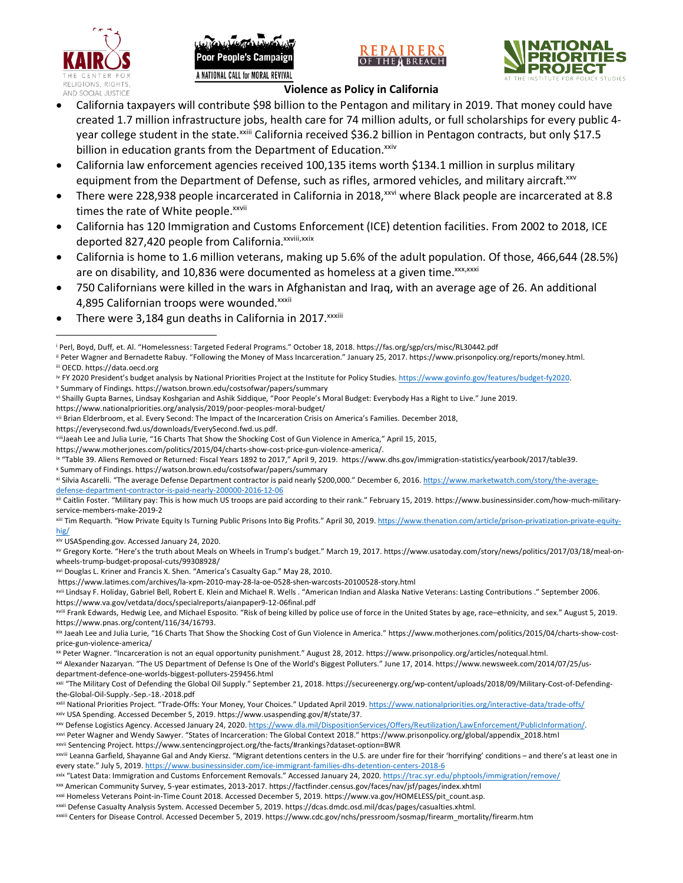## Violence as Policy in California

- California taxpayers will contribute $98 billion to the Pentagon and military in 2019. That money could have created 1.7 million infrastructure jobs, health care for 74 million adults, or full scholarships for every public 4-year college student in the state.[xxiii] California received $36.2 billion in Pentagon contracts, but only $17.5 billion in education grants from the Department of Education.[xxiv]
- California law enforcement agencies received 100,135 items worth $134.1 million in surplus military equipment from the Department of Defense, such as rifles, armored vehicles, and military aircraft.[xxv]
- There were 228,938 people incarcerated in California in 2018,[xxvi] where Black people are incarcerated at 8.8 times the rate of White people.[xxvii]
- California has 120 Immigration and Customs Enforcement (ICE) detention facilities. From 2002 to 2018, ICE deported 827,420 people from California.[xxviii,xxix]
- California is home to 1.6 million veterans, making up 5.6% of the adult population. Of those, 466,644 (28.5%) are on disability, and 10,836 were documented as homeless at a given time.[xxx,xxxi]
- 750 Californians were killed in the wars in Afghanistan and Iraq, with an average age of 26. An additional 4,895 Californian troops were wounded.[xxxii]
- There were 3,184 gun deaths in California in 2017.[xxxiii]

---

[i] Perl, Boyd, Duff, et. Al. "Homelessness: Targeted Federal Programs." October 18, 2018. https://fas.org/sgp/crs/misc/RL30442.pdf

[ii] Peter Wagner and Bernadette Rabuy. "Following the Money of Mass Incarceration." January 25, 2017. https://www.prisonpolicy.org/reports/money.html.

[iii] OECD. https://data.oecd.org

[iv] FY 2020 President's budget analysis by National Priorities Project at the Institute for Policy Studies. https://www.govinfo.gov/features/budget-fy2020.

[v] Summary of Findings. https://watson.brown.edu/costsofwar/papers/summary

[vi] Shailly Gupta Barnes, Lindsay Koshgarian and Ashik Siddique, "Poor People's Moral Budget: Everybody Has a Right to Live." June 2019. https://www.nationalpriorities.org/analysis/2019/poor-peoples-moral-budget/

[vii] Brian Elderbroom, et al. Every Second: The Impact of the Incarceration Crisis on America's Families. December 2018, https://everysecond.fwd.us/downloads/EverySecond.fwd.us.pdf.

[viii] Jaeah Lee and Julia Lurie, "16 Charts That Show the Shocking Cost of Gun Violence in America," April 15, 2015, https://www.motherjones.com/politics/2015/04/charts-show-cost-price-gun-violence-america/.

[ix] "Table 39. Aliens Removed or Returned: Fiscal Years 1892 to 2017," April 9, 2019. https://www.dhs.gov/immigration-statistics/yearbook/2017/table39.

[x] Summary of Findings. https://watson.brown.edu/costsofwar/papers/summary

[xi] Silvia Ascarelli. "The average Defense Department contractor is paid nearly $200,000." December 6, 2016. https://www.marketwatch.com/story/the-average-defense-department-contractor-is-paid-nearly-200000-2016-12-06

[xii] Caitlin Foster. "Military pay: This is how much US troops are paid according to their rank." February 15, 2019. https://www.businessinsider.com/how-much-military-service-members-make-2019-2

[xiii] Tim Requarth. "How Private Equity Is Turning Public Prisons Into Big Profits." April 30, 2019. https://www.thenation.com/article/prison-privatization-private-equity-hig/

[xiv] USASpending.gov. Accessed January 24, 2020.

[xv] Gregory Korte. "Here's the truth about Meals on Wheels in Trump's budget." March 19, 2017. https://www.usatoday.com/story/news/politics/2017/03/18/meal-on-wheels-trump-budget-proposal-cuts/99308928/

[xvi] Douglas L. Kriner and Francis X. Shen. "America's Casualty Gap." May 28, 2010. https://www.latimes.com/archives/la-xpm-2010-may-28-la-oe-0528-shen-warcosts-20100528-story.html

[xvii] Lindsay F. Holiday, Gabriel Bell, Robert E. Klein and Michael R. Wells . "American Indian and Alaska Native Veterans: Lasting Contributions ." September 2006. https://www.va.gov/vetdata/docs/specialreports/aianpaper9-12-06final.pdf

[xviii] Frank Edwards, Hedwig Lee, and Michael Esposito. "Risk of being killed by police use of force in the United States by age, race–ethnicity, and sex." August 5, 2019. https://www.pnas.org/content/116/34/16793.

[xix] Jaeah Lee and Julia Lurie, "16 Charts That Show the Shocking Cost of Gun Violence in America." https://www.motherjones.com/politics/2015/04/charts-show-cost-price-gun-violence-america/

[xx] Peter Wagner. "Incarceration is not an equal opportunity punishment." August 28, 2012. https://www.prisonpolicy.org/articles/notequal.html.

[xxi] Alexander Nazaryan. "The US Department of Defense Is One of the World's Biggest Polluters." June 17, 2014. https://www.newsweek.com/2014/07/25/us-department-defence-one-worlds-biggest-polluters-259456.html

[xxii] "The Military Cost of Defending the Global Oil Supply." September 21, 2018. https://secureenergy.org/wp-content/uploads/2018/09/Military-Cost-of-Defending-the-Global-Oil-Supply.-Sep.-18.-2018.pdf

[xxiii] National Priorities Project. "Trade-Offs: Your Money, Your Choices." Updated April 2019. https://www.nationalpriorities.org/interactive-data/trade-offs/

[xxiv] USA Spending. Accessed December 5, 2019. https://www.usaspending.gov/#/state/37.

[xxv] Defense Logistics Agency. Accessed January 24, 2020. https://www.dla.mil/DispositionServices/Offers/Reutilization/LawEnforcement/PublicInformation/.

[xxvi] Peter Wagner and Wendy Sawyer. "States of Incarceration: The Global Context 2018." https://www.prisonpolicy.org/global/appendix_2018.html

[xxvii] Sentencing Project. https://www.sentencingproject.org/the-facts/#rankings?dataset-option=BWR

[xxviii] Leanna Garfield, Shayanne Gal and Andy Kiersz. "Migrant detentions centers in the U.S. are under fire for their 'horrifying' conditions – and there's at least one in every state." July 5, 2019. https://www.businessinsider.com/ice-immigrant-families-dhs-detention-centers-2018-6

[xxix] "Latest Data: Immigration and Customs Enforcement Removals." Accessed January 24, 2020. https://trac.syr.edu/phptools/immigration/remove/

[xxx] American Community Survey, 5-year estimates, 2013-2017. https://factfinder.census.gov/faces/nav/jsf/pages/index.xhtml

[xxxi] Homeless Veterans Point-in-Time Count 2018. Accessed December 5, 2019. https://www.va.gov/HOMELESS/pit_count.asp.

[xxxii] Defense Casualty Analysis System. Accessed December 5, 2019. https://dcas.dmdc.osd.mil/dcas/pages/casualties.xhtml.

[xxxiii] Centers for Disease Control. Accessed December 5, 2019. https://www.cdc.gov/nchs/pressroom/sosmap/firearm_mortality/firearm.htm